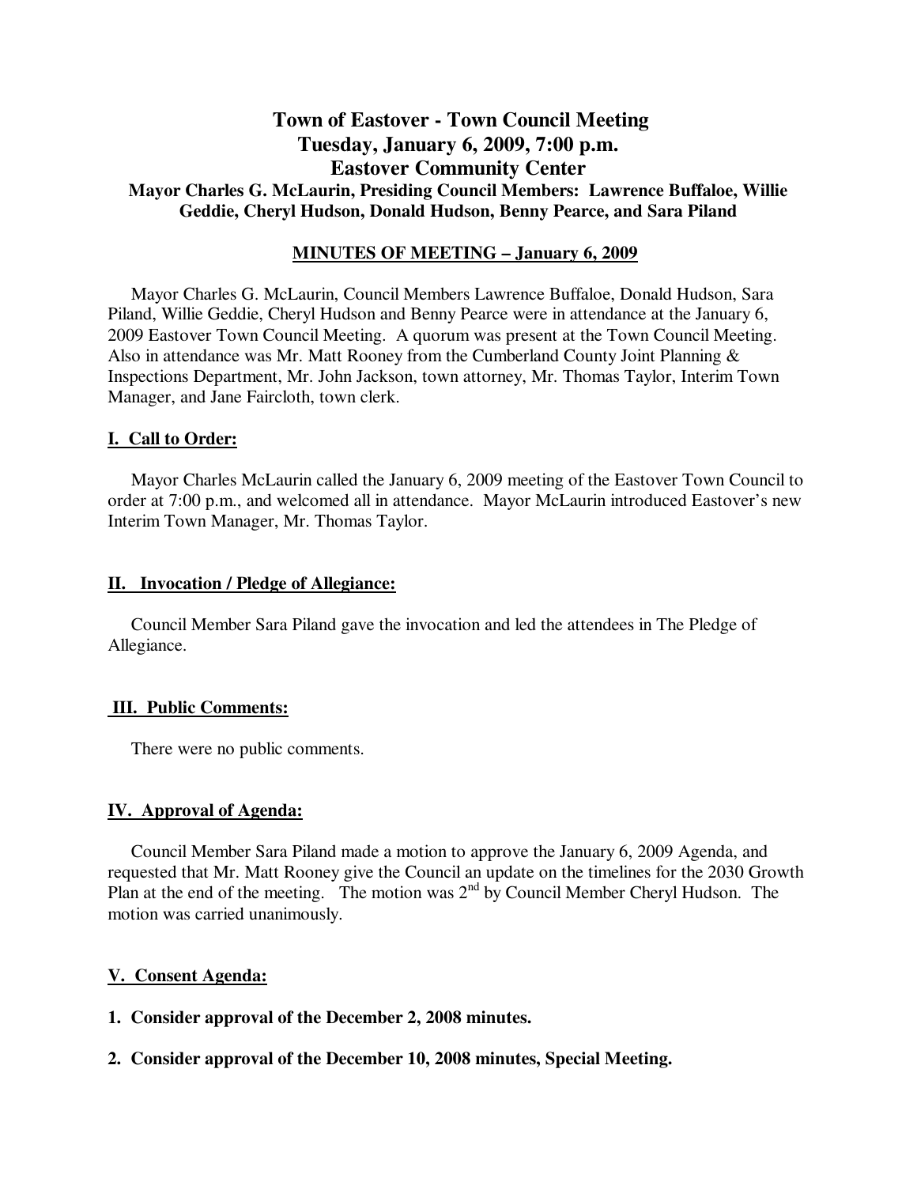# Town of Eastover - Town Council Meeting
# Tuesday, January 6, 2009, 7:00 p.m.
# Eastover Community Center

**Mayor Charles G. McLaurin, Presiding Council Members: Lawrence Buffaloe, Willie Geddie, Cheryl Hudson, Donald Hudson, Benny Pearce, and Sara Piland**

**MINUTES OF MEETING – January 6, 2009**

Mayor Charles G. McLaurin, Council Members Lawrence Buffaloe, Donald Hudson, Sara Piland, Willie Geddie, Cheryl Hudson and Benny Pearce were in attendance at the January 6, 2009 Eastover Town Council Meeting. A quorum was present at the Town Council Meeting. Also in attendance was Mr. Matt Rooney from the Cumberland County Joint Planning & Inspections Department, Mr. John Jackson, town attorney, Mr. Thomas Taylor, Interim Town Manager, and Jane Faircloth, town clerk.

## I. Call to Order:

Mayor Charles McLaurin called the January 6, 2009 meeting of the Eastover Town Council to order at 7:00 p.m., and welcomed all in attendance. Mayor McLaurin introduced Eastover's new Interim Town Manager, Mr. Thomas Taylor.

## II. Invocation / Pledge of Allegiance:

Council Member Sara Piland gave the invocation and led the attendees in The Pledge of Allegiance.

## III. Public Comments:

There were no public comments.

## IV. Approval of Agenda:

Council Member Sara Piland made a motion to approve the January 6, 2009 Agenda, and requested that Mr. Matt Rooney give the Council an update on the timelines for the 2030 Growth Plan at the end of the meeting. The motion was 2nd by Council Member Cheryl Hudson. The motion was carried unanimously.

## V. Consent Agenda:

**1. Consider approval of the December 2, 2008 minutes.**

**2. Consider approval of the December 10, 2008 minutes, Special Meeting.**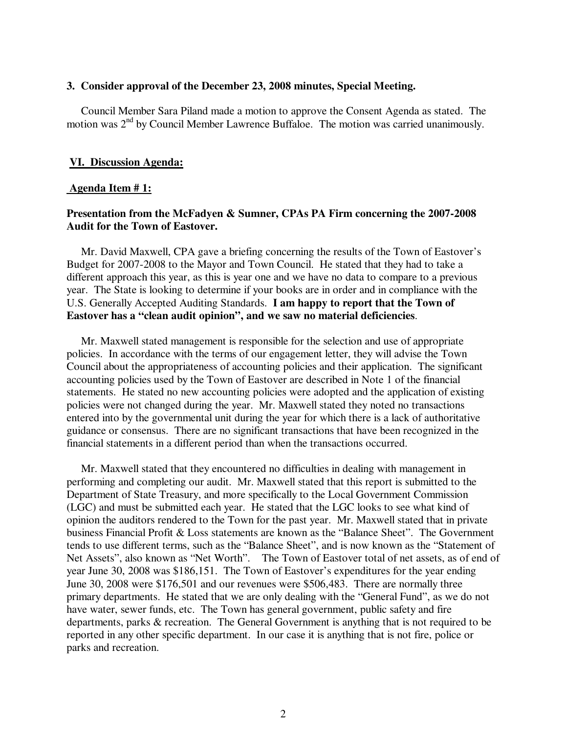**3. Consider approval of the December 23, 2008 minutes, Special Meeting.**

Council Member Sara Piland made a motion to approve the Consent Agenda as stated. The motion was 2nd by Council Member Lawrence Buffaloe. The motion was carried unanimously.

**VI. Discussion Agenda:**

**Agenda Item # 1:**

**Presentation from the McFadyen & Sumner, CPAs PA Firm concerning the 2007-2008 Audit for the Town of Eastover.**

Mr. David Maxwell, CPA gave a briefing concerning the results of the Town of Eastover's Budget for 2007-2008 to the Mayor and Town Council. He stated that they had to take a different approach this year, as this is year one and we have no data to compare to a previous year. The State is looking to determine if your books are in order and in compliance with the U.S. Generally Accepted Auditing Standards. **I am happy to report that the Town of Eastover has a "clean audit opinion", and we saw no material deficiencies**.

Mr. Maxwell stated management is responsible for the selection and use of appropriate policies. In accordance with the terms of our engagement letter, they will advise the Town Council about the appropriateness of accounting policies and their application. The significant accounting policies used by the Town of Eastover are described in Note 1 of the financial statements. He stated no new accounting policies were adopted and the application of existing policies were not changed during the year. Mr. Maxwell stated they noted no transactions entered into by the governmental unit during the year for which there is a lack of authoritative guidance or consensus. There are no significant transactions that have been recognized in the financial statements in a different period than when the transactions occurred.

Mr. Maxwell stated that they encountered no difficulties in dealing with management in performing and completing our audit. Mr. Maxwell stated that this report is submitted to the Department of State Treasury, and more specifically to the Local Government Commission (LGC) and must be submitted each year. He stated that the LGC looks to see what kind of opinion the auditors rendered to the Town for the past year. Mr. Maxwell stated that in private business Financial Profit & Loss statements are known as the "Balance Sheet". The Government tends to use different terms, such as the "Balance Sheet", and is now known as the "Statement of Net Assets", also known as "Net Worth". The Town of Eastover total of net assets, as of end of year June 30, 2008 was $186,151. The Town of Eastover's expenditures for the year ending June 30, 2008 were $176,501 and our revenues were $506,483. There are normally three primary departments. He stated that we are only dealing with the "General Fund", as we do not have water, sewer funds, etc. The Town has general government, public safety and fire departments, parks & recreation. The General Government is anything that is not required to be reported in any other specific department. In our case it is anything that is not fire, police or parks and recreation.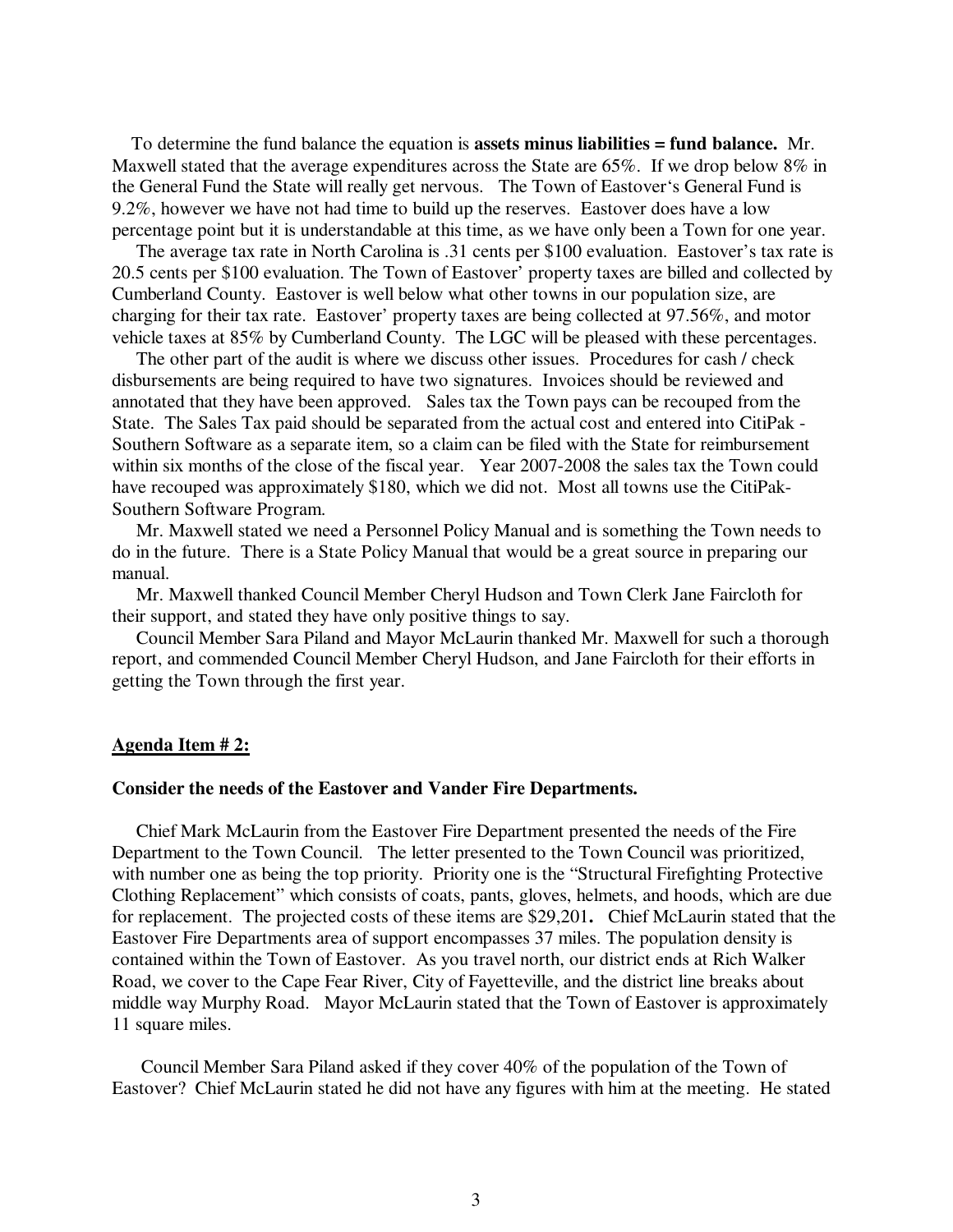To determine the fund balance the equation is **assets minus liabilities = fund balance.** Mr. Maxwell stated that the average expenditures across the State are 65%. If we drop below 8% in the General Fund the State will really get nervous. The Town of Eastover's General Fund is 9.2%, however we have not had time to build up the reserves. Eastover does have a low percentage point but it is understandable at this time, as we have only been a Town for one year.

The average tax rate in North Carolina is .31 cents per $100 evaluation. Eastover's tax rate is 20.5 cents per $100 evaluation. The Town of Eastover' property taxes are billed and collected by Cumberland County. Eastover is well below what other towns in our population size, are charging for their tax rate. Eastover' property taxes are being collected at 97.56%, and motor vehicle taxes at 85% by Cumberland County. The LGC will be pleased with these percentages.

The other part of the audit is where we discuss other issues. Procedures for cash / check disbursements are being required to have two signatures. Invoices should be reviewed and annotated that they have been approved. Sales tax the Town pays can be recouped from the State. The Sales Tax paid should be separated from the actual cost and entered into CitiPak - Southern Software as a separate item, so a claim can be filed with the State for reimbursement within six months of the close of the fiscal year. Year 2007-2008 the sales tax the Town could have recouped was approximately $180, which we did not. Most all towns use the CitiPak-Southern Software Program.

Mr. Maxwell stated we need a Personnel Policy Manual and is something the Town needs to do in the future. There is a State Policy Manual that would be a great source in preparing our manual.

Mr. Maxwell thanked Council Member Cheryl Hudson and Town Clerk Jane Faircloth for their support, and stated they have only positive things to say.

Council Member Sara Piland and Mayor McLaurin thanked Mr. Maxwell for such a thorough report, and commended Council Member Cheryl Hudson, and Jane Faircloth for their efforts in getting the Town through the first year.

**Agenda Item # 2:**

**Consider the needs of the Eastover and Vander Fire Departments.**

Chief Mark McLaurin from the Eastover Fire Department presented the needs of the Fire Department to the Town Council. The letter presented to the Town Council was prioritized, with number one as being the top priority. Priority one is the "Structural Firefighting Protective Clothing Replacement" which consists of coats, pants, gloves, helmets, and hoods, which are due for replacement. The projected costs of these items are $29,201**.** Chief McLaurin stated that the Eastover Fire Departments area of support encompasses 37 miles. The population density is contained within the Town of Eastover. As you travel north, our district ends at Rich Walker Road, we cover to the Cape Fear River, City of Fayetteville, and the district line breaks about middle way Murphy Road. Mayor McLaurin stated that the Town of Eastover is approximately 11 square miles.

Council Member Sara Piland asked if they cover 40% of the population of the Town of Eastover? Chief McLaurin stated he did not have any figures with him at the meeting. He stated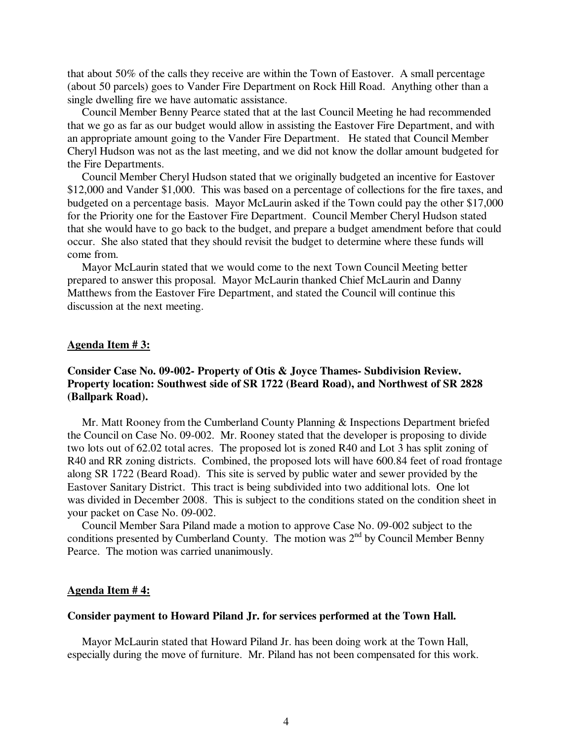that about 50% of the calls they receive are within the Town of Eastover. A small percentage (about 50 parcels) goes to Vander Fire Department on Rock Hill Road. Anything other than a single dwelling fire we have automatic assistance.

Council Member Benny Pearce stated that at the last Council Meeting he had recommended that we go as far as our budget would allow in assisting the Eastover Fire Department, and with an appropriate amount going to the Vander Fire Department. He stated that Council Member Cheryl Hudson was not as the last meeting, and we did not know the dollar amount budgeted for the Fire Departments.

Council Member Cheryl Hudson stated that we originally budgeted an incentive for Eastover $12,000 and Vander $1,000. This was based on a percentage of collections for the fire taxes, and budgeted on a percentage basis. Mayor McLaurin asked if the Town could pay the other $17,000 for the Priority one for the Eastover Fire Department. Council Member Cheryl Hudson stated that she would have to go back to the budget, and prepare a budget amendment before that could occur. She also stated that they should revisit the budget to determine where these funds will come from.

Mayor McLaurin stated that we would come to the next Town Council Meeting better prepared to answer this proposal. Mayor McLaurin thanked Chief McLaurin and Danny Matthews from the Eastover Fire Department, and stated the Council will continue this discussion at the next meeting.

**Agenda Item # 3:**

**Consider Case No. 09-002- Property of Otis & Joyce Thames- Subdivision Review. Property location: Southwest side of SR 1722 (Beard Road), and Northwest of SR 2828 (Ballpark Road).**

Mr. Matt Rooney from the Cumberland County Planning & Inspections Department briefed the Council on Case No. 09-002. Mr. Rooney stated that the developer is proposing to divide two lots out of 62.02 total acres. The proposed lot is zoned R40 and Lot 3 has split zoning of R40 and RR zoning districts. Combined, the proposed lots will have 600.84 feet of road frontage along SR 1722 (Beard Road). This site is served by public water and sewer provided by the Eastover Sanitary District. This tract is being subdivided into two additional lots. One lot was divided in December 2008. This is subject to the conditions stated on the condition sheet in your packet on Case No. 09-002.

Council Member Sara Piland made a motion to approve Case No. 09-002 subject to the conditions presented by Cumberland County. The motion was 2nd by Council Member Benny Pearce. The motion was carried unanimously.

**Agenda Item # 4:**

**Consider payment to Howard Piland Jr. for services performed at the Town Hall.**

Mayor McLaurin stated that Howard Piland Jr. has been doing work at the Town Hall, especially during the move of furniture. Mr. Piland has not been compensated for this work.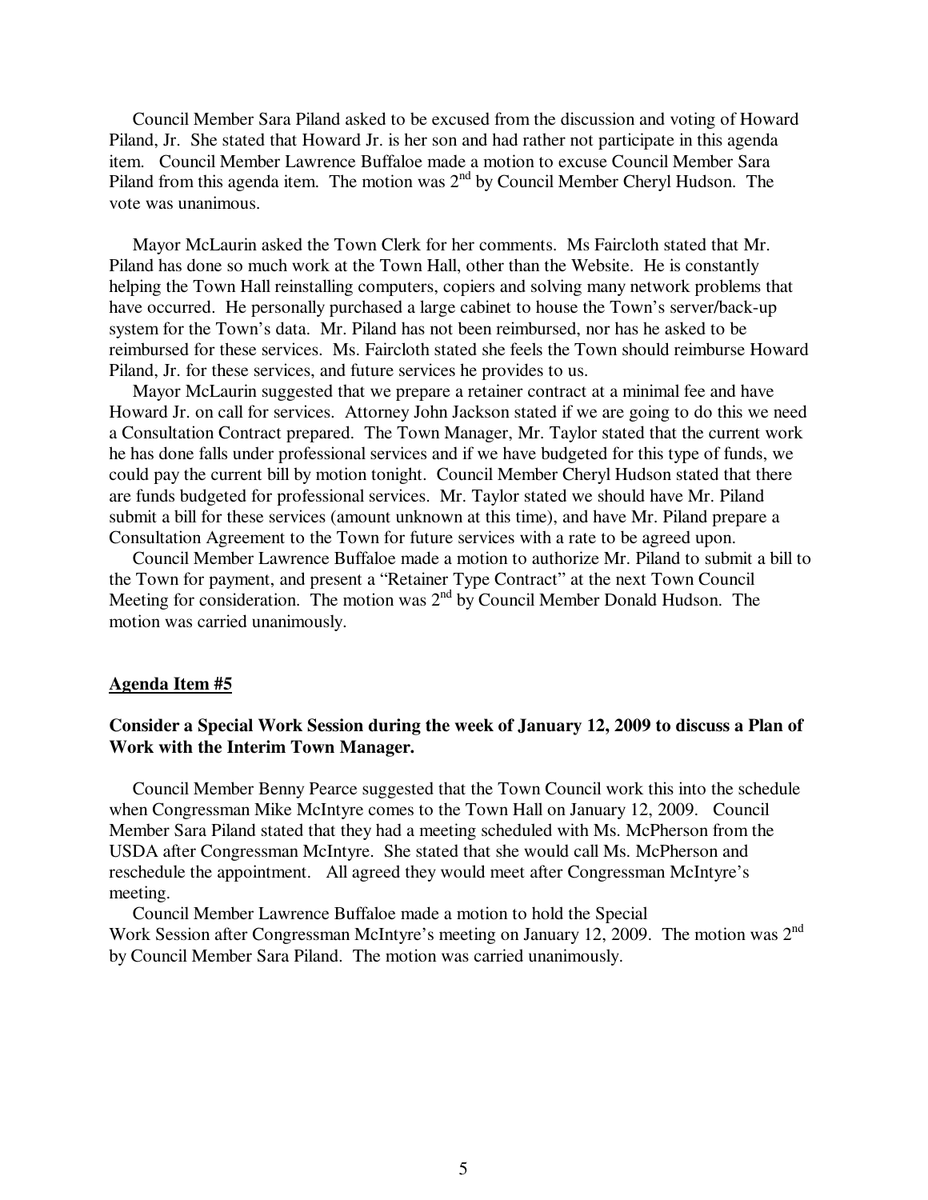Council Member Sara Piland asked to be excused from the discussion and voting of Howard Piland, Jr. She stated that Howard Jr. is her son and had rather not participate in this agenda item. Council Member Lawrence Buffaloe made a motion to excuse Council Member Sara Piland from this agenda item. The motion was 2nd by Council Member Cheryl Hudson. The vote was unanimous.

Mayor McLaurin asked the Town Clerk for her comments. Ms Faircloth stated that Mr. Piland has done so much work at the Town Hall, other than the Website. He is constantly helping the Town Hall reinstalling computers, copiers and solving many network problems that have occurred. He personally purchased a large cabinet to house the Town's server/back-up system for the Town's data. Mr. Piland has not been reimbursed, nor has he asked to be reimbursed for these services. Ms. Faircloth stated she feels the Town should reimburse Howard Piland, Jr. for these services, and future services he provides to us.

Mayor McLaurin suggested that we prepare a retainer contract at a minimal fee and have Howard Jr. on call for services. Attorney John Jackson stated if we are going to do this we need a Consultation Contract prepared. The Town Manager, Mr. Taylor stated that the current work he has done falls under professional services and if we have budgeted for this type of funds, we could pay the current bill by motion tonight. Council Member Cheryl Hudson stated that there are funds budgeted for professional services. Mr. Taylor stated we should have Mr. Piland submit a bill for these services (amount unknown at this time), and have Mr. Piland prepare a Consultation Agreement to the Town for future services with a rate to be agreed upon.

Council Member Lawrence Buffaloe made a motion to authorize Mr. Piland to submit a bill to the Town for payment, and present a "Retainer Type Contract" at the next Town Council Meeting for consideration. The motion was 2nd by Council Member Donald Hudson. The motion was carried unanimously.

**Agenda Item #5**

**Consider a Special Work Session during the week of January 12, 2009 to discuss a Plan of Work with the Interim Town Manager.**

Council Member Benny Pearce suggested that the Town Council work this into the schedule when Congressman Mike McIntyre comes to the Town Hall on January 12, 2009. Council Member Sara Piland stated that they had a meeting scheduled with Ms. McPherson from the USDA after Congressman McIntyre. She stated that she would call Ms. McPherson and reschedule the appointment. All agreed they would meet after Congressman McIntyre's meeting.

Council Member Lawrence Buffaloe made a motion to hold the Special Work Session after Congressman McIntyre's meeting on January 12, 2009. The motion was 2nd by Council Member Sara Piland. The motion was carried unanimously.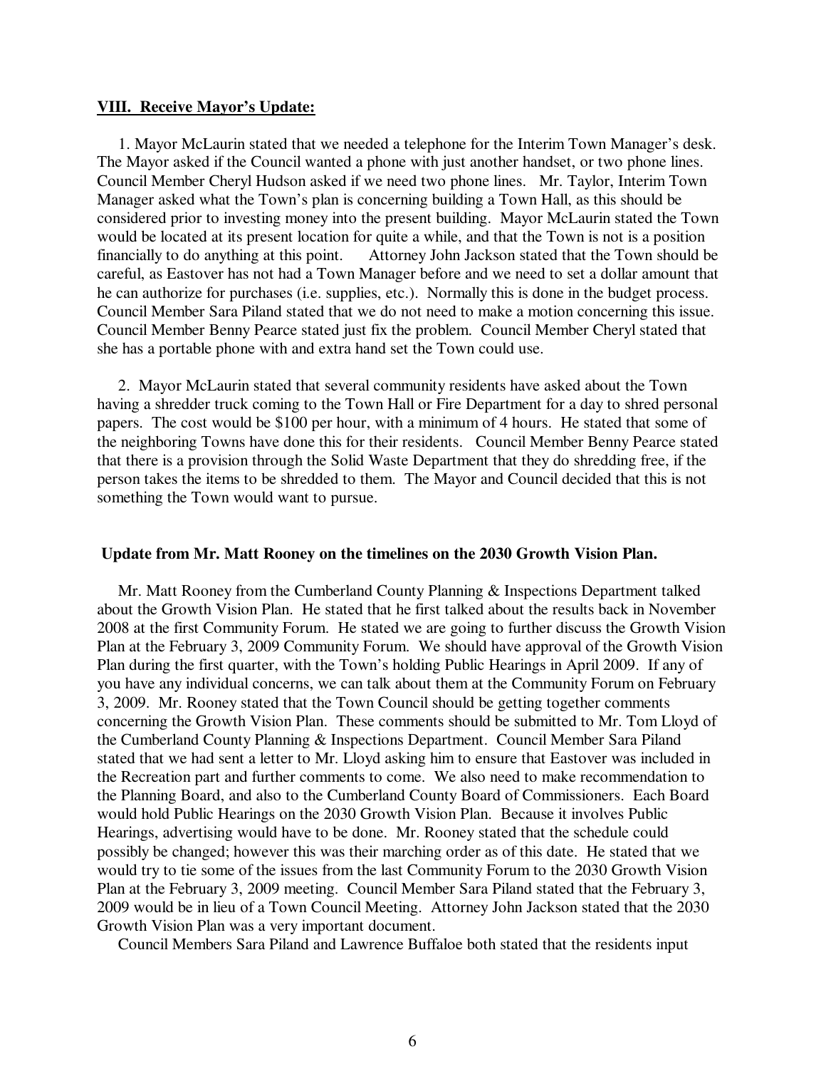**VIII. Receive Mayor's Update:**

1. Mayor McLaurin stated that we needed a telephone for the Interim Town Manager's desk. The Mayor asked if the Council wanted a phone with just another handset, or two phone lines. Council Member Cheryl Hudson asked if we need two phone lines. Mr. Taylor, Interim Town Manager asked what the Town's plan is concerning building a Town Hall, as this should be considered prior to investing money into the present building. Mayor McLaurin stated the Town would be located at its present location for quite a while, and that the Town is not is a position financially to do anything at this point. Attorney John Jackson stated that the Town should be careful, as Eastover has not had a Town Manager before and we need to set a dollar amount that he can authorize for purchases (i.e. supplies, etc.). Normally this is done in the budget process. Council Member Sara Piland stated that we do not need to make a motion concerning this issue. Council Member Benny Pearce stated just fix the problem. Council Member Cheryl stated that she has a portable phone with and extra hand set the Town could use.

2. Mayor McLaurin stated that several community residents have asked about the Town having a shredder truck coming to the Town Hall or Fire Department for a day to shred personal papers. The cost would be $100 per hour, with a minimum of 4 hours. He stated that some of the neighboring Towns have done this for their residents. Council Member Benny Pearce stated that there is a provision through the Solid Waste Department that they do shredding free, if the person takes the items to be shredded to them. The Mayor and Council decided that this is not something the Town would want to pursue.

**Update from Mr. Matt Rooney on the timelines on the 2030 Growth Vision Plan.**

Mr. Matt Rooney from the Cumberland County Planning & Inspections Department talked about the Growth Vision Plan. He stated that he first talked about the results back in November 2008 at the first Community Forum. He stated we are going to further discuss the Growth Vision Plan at the February 3, 2009 Community Forum. We should have approval of the Growth Vision Plan during the first quarter, with the Town's holding Public Hearings in April 2009. If any of you have any individual concerns, we can talk about them at the Community Forum on February 3, 2009. Mr. Rooney stated that the Town Council should be getting together comments concerning the Growth Vision Plan. These comments should be submitted to Mr. Tom Lloyd of the Cumberland County Planning & Inspections Department. Council Member Sara Piland stated that we had sent a letter to Mr. Lloyd asking him to ensure that Eastover was included in the Recreation part and further comments to come. We also need to make recommendation to the Planning Board, and also to the Cumberland County Board of Commissioners. Each Board would hold Public Hearings on the 2030 Growth Vision Plan. Because it involves Public Hearings, advertising would have to be done. Mr. Rooney stated that the schedule could possibly be changed; however this was their marching order as of this date. He stated that we would try to tie some of the issues from the last Community Forum to the 2030 Growth Vision Plan at the February 3, 2009 meeting. Council Member Sara Piland stated that the February 3, 2009 would be in lieu of a Town Council Meeting. Attorney John Jackson stated that the 2030 Growth Vision Plan was a very important document.

Council Members Sara Piland and Lawrence Buffaloe both stated that the residents input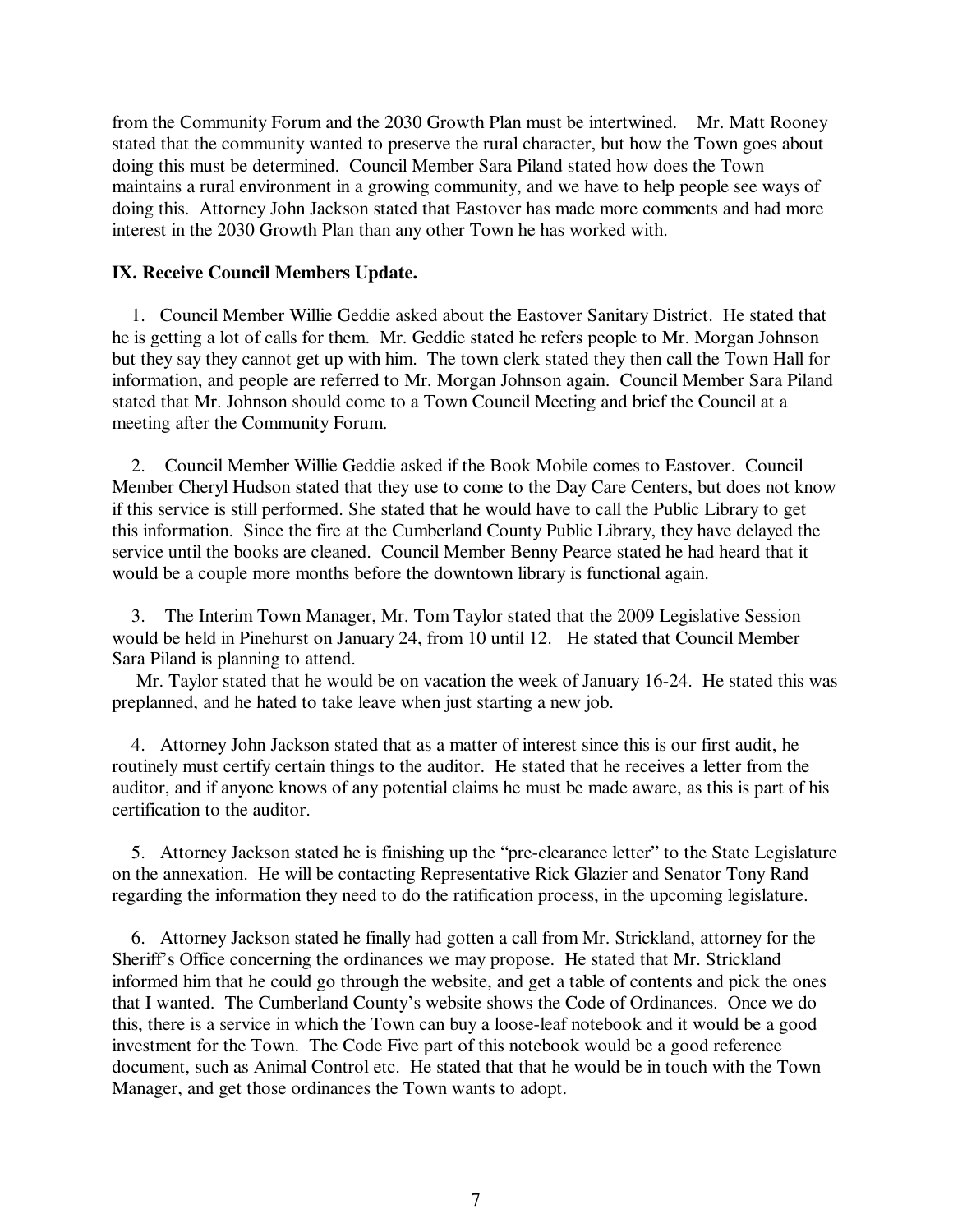from the Community Forum and the 2030 Growth Plan must be intertwined. Mr. Matt Rooney stated that the community wanted to preserve the rural character, but how the Town goes about doing this must be determined. Council Member Sara Piland stated how does the Town maintains a rural environment in a growing community, and we have to help people see ways of doing this. Attorney John Jackson stated that Eastover has made more comments and had more interest in the 2030 Growth Plan than any other Town he has worked with.

**IX. Receive Council Members Update.**

1. Council Member Willie Geddie asked about the Eastover Sanitary District. He stated that he is getting a lot of calls for them. Mr. Geddie stated he refers people to Mr. Morgan Johnson but they say they cannot get up with him. The town clerk stated they then call the Town Hall for information, and people are referred to Mr. Morgan Johnson again. Council Member Sara Piland stated that Mr. Johnson should come to a Town Council Meeting and brief the Council at a meeting after the Community Forum.

2. Council Member Willie Geddie asked if the Book Mobile comes to Eastover. Council Member Cheryl Hudson stated that they use to come to the Day Care Centers, but does not know if this service is still performed. She stated that he would have to call the Public Library to get this information. Since the fire at the Cumberland County Public Library, they have delayed the service until the books are cleaned. Council Member Benny Pearce stated he had heard that it would be a couple more months before the downtown library is functional again.

3. The Interim Town Manager, Mr. Tom Taylor stated that the 2009 Legislative Session would be held in Pinehurst on January 24, from 10 until 12. He stated that Council Member Sara Piland is planning to attend.

   Mr. Taylor stated that he would be on vacation the week of January 16-24. He stated this was preplanned, and he hated to take leave when just starting a new job.

4. Attorney John Jackson stated that as a matter of interest since this is our first audit, he routinely must certify certain things to the auditor. He stated that he receives a letter from the auditor, and if anyone knows of any potential claims he must be made aware, as this is part of his certification to the auditor.

5. Attorney Jackson stated he is finishing up the "pre-clearance letter" to the State Legislature on the annexation. He will be contacting Representative Rick Glazier and Senator Tony Rand regarding the information they need to do the ratification process, in the upcoming legislature.

6. Attorney Jackson stated he finally had gotten a call from Mr. Strickland, attorney for the Sheriff's Office concerning the ordinances we may propose. He stated that Mr. Strickland informed him that he could go through the website, and get a table of contents and pick the ones that I wanted. The Cumberland County's website shows the Code of Ordinances. Once we do this, there is a service in which the Town can buy a loose-leaf notebook and it would be a good investment for the Town. The Code Five part of this notebook would be a good reference document, such as Animal Control etc. He stated that that he would be in touch with the Town Manager, and get those ordinances the Town wants to adopt.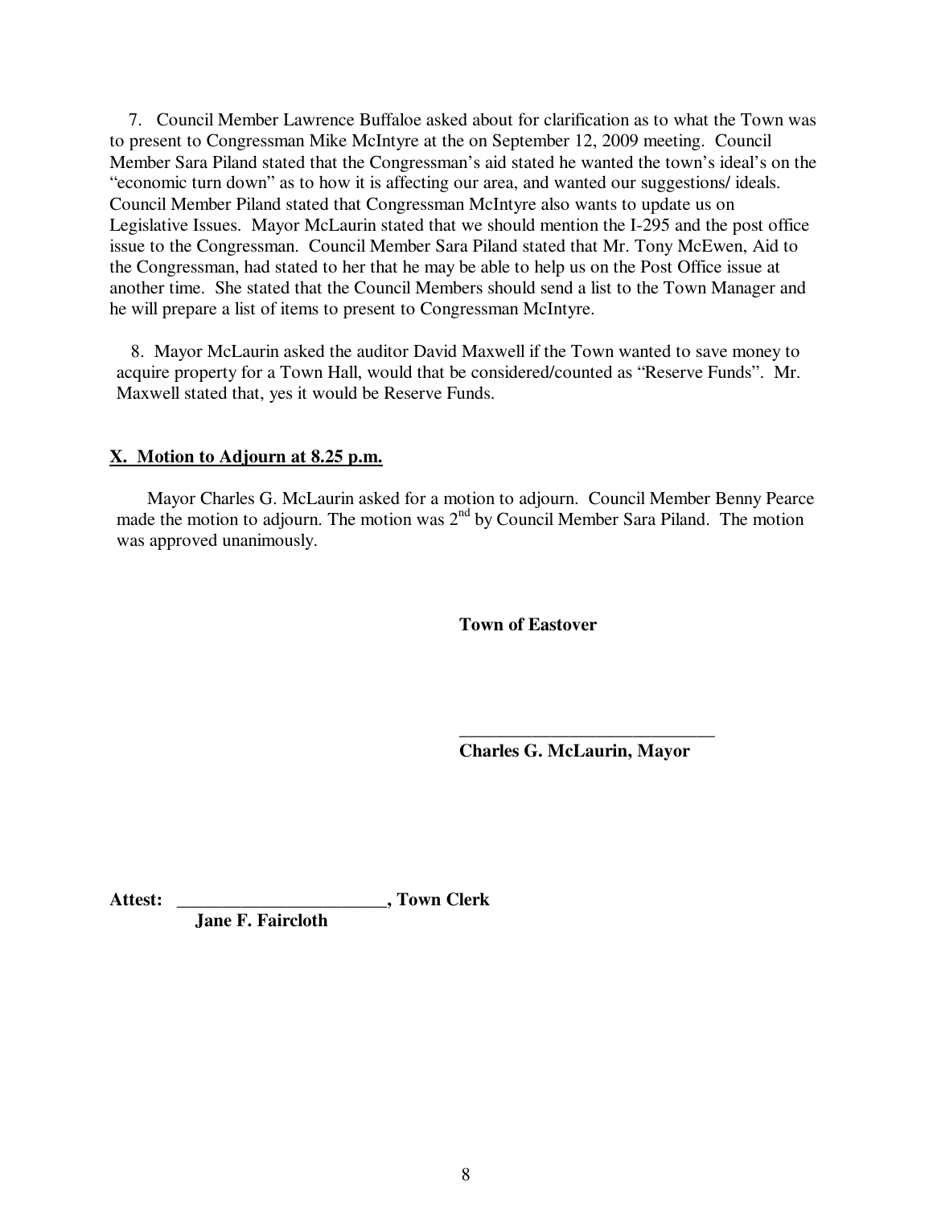7. Council Member Lawrence Buffaloe asked about for clarification as to what the Town was to present to Congressman Mike McIntyre at the on September 12, 2009 meeting. Council Member Sara Piland stated that the Congressman's aid stated he wanted the town's ideal's on the "economic turn down" as to how it is affecting our area, and wanted our suggestions/ ideals. Council Member Piland stated that Congressman McIntyre also wants to update us on Legislative Issues. Mayor McLaurin stated that we should mention the I-295 and the post office issue to the Congressman. Council Member Sara Piland stated that Mr. Tony McEwen, Aid to the Congressman, had stated to her that he may be able to help us on the Post Office issue at another time. She stated that the Council Members should send a list to the Town Manager and he will prepare a list of items to present to Congressman McIntyre.

8. Mayor McLaurin asked the auditor David Maxwell if the Town wanted to save money to acquire property for a Town Hall, would that be considered/counted as "Reserve Funds". Mr. Maxwell stated that, yes it would be Reserve Funds.

**X. Motion to Adjourn at 8.25 p.m.**

Mayor Charles G. McLaurin asked for a motion to adjourn. Council Member Benny Pearce made the motion to adjourn. The motion was 2nd by Council Member Sara Piland. The motion was approved unanimously.

**Town of Eastover**

_____________________________
**Charles G. McLaurin, Mayor**

**Attest: _______________________, Town Clerk**
**Jane F. Faircloth**